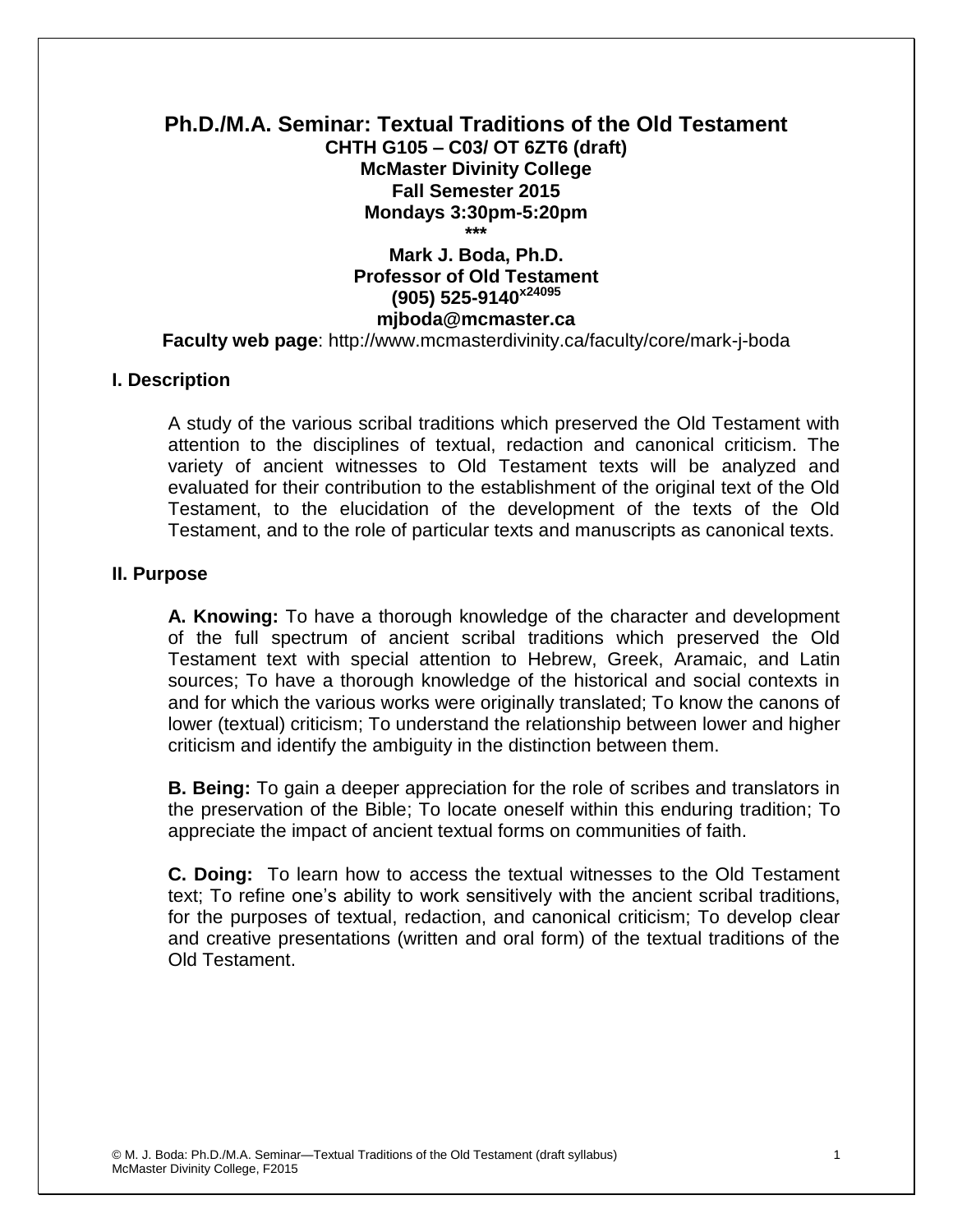# Ph.D./M.A. Seminar: Textual Traditions of the Old Testament

**CHTH G105 – C03/ OT 6ZT6 (draft)**
**McMaster Divinity College**
**Fall Semester 2015**
**Mondays 3:30pm-5:20pm**

**\*\*\***

**Mark J. Boda, Ph.D.**
**Professor of Old Testament**
**(905) 525-9140 x24095**
**mjboda@mcmaster.ca**

**Faculty web page**: http://www.mcmasterdivinity.ca/faculty/core/mark-j-boda

## I. Description

A study of the various scribal traditions which preserved the Old Testament with attention to the disciplines of textual, redaction and canonical criticism. The variety of ancient witnesses to Old Testament texts will be analyzed and evaluated for their contribution to the establishment of the original text of the Old Testament, to the elucidation of the development of the texts of the Old Testament, and to the role of particular texts and manuscripts as canonical texts.

## II. Purpose

**A. Knowing:** To have a thorough knowledge of the character and development of the full spectrum of ancient scribal traditions which preserved the Old Testament text with special attention to Hebrew, Greek, Aramaic, and Latin sources; To have a thorough knowledge of the historical and social contexts in and for which the various works were originally translated; To know the canons of lower (textual) criticism; To understand the relationship between lower and higher criticism and identify the ambiguity in the distinction between them.

**B. Being:** To gain a deeper appreciation for the role of scribes and translators in the preservation of the Bible; To locate oneself within this enduring tradition; To appreciate the impact of ancient textual forms on communities of faith.

**C. Doing:** To learn how to access the textual witnesses to the Old Testament text; To refine one's ability to work sensitively with the ancient scribal traditions, for the purposes of textual, redaction, and canonical criticism; To develop clear and creative presentations (written and oral form) of the textual traditions of the Old Testament.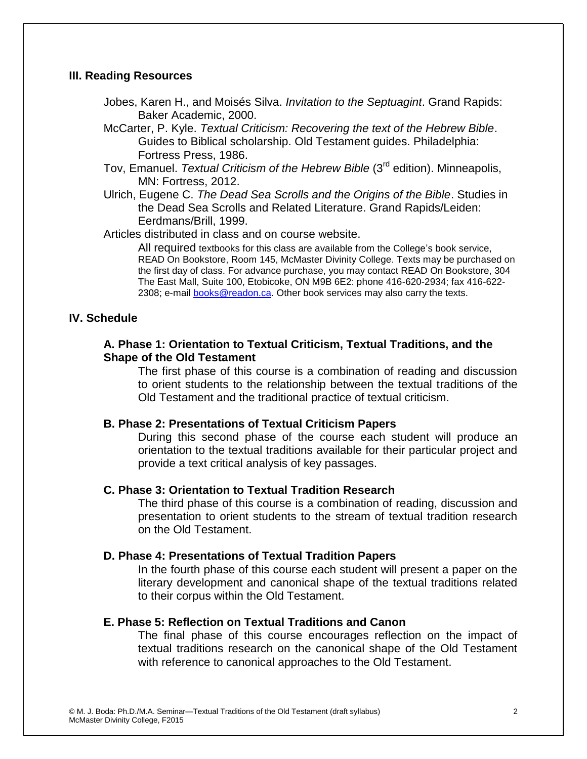## III. Reading Resources

Jobes, Karen H., and Moisés Silva. *Invitation to the Septuagint*. Grand Rapids: Baker Academic, 2000.

McCarter, P. Kyle. *Textual Criticism: Recovering the text of the Hebrew Bible*. Guides to Biblical scholarship. Old Testament guides. Philadelphia: Fortress Press, 1986.

Tov, Emanuel. *Textual Criticism of the Hebrew Bible* (3rd edition). Minneapolis, MN: Fortress, 2012.

Ulrich, Eugene C. *The Dead Sea Scrolls and the Origins of the Bible*. Studies in the Dead Sea Scrolls and Related Literature. Grand Rapids/Leiden: Eerdmans/Brill, 1999.

Articles distributed in class and on course website.

All required textbooks for this class are available from the College's book service, READ On Bookstore, Room 145, McMaster Divinity College. Texts may be purchased on the first day of class. For advance purchase, you may contact READ On Bookstore, 304 The East Mall, Suite 100, Etobicoke, ON M9B 6E2: phone 416-620-2934; fax 416-622-2308; e-mail books@readon.ca. Other book services may also carry the texts.

## IV. Schedule

### A. Phase 1: Orientation to Textual Criticism, Textual Traditions, and the Shape of the Old Testament

The first phase of this course is a combination of reading and discussion to orient students to the relationship between the textual traditions of the Old Testament and the traditional practice of textual criticism.

### B. Phase 2: Presentations of Textual Criticism Papers

During this second phase of the course each student will produce an orientation to the textual traditions available for their particular project and provide a text critical analysis of key passages.

### C. Phase 3: Orientation to Textual Tradition Research

The third phase of this course is a combination of reading, discussion and presentation to orient students to the stream of textual tradition research on the Old Testament.

### D. Phase 4: Presentations of Textual Tradition Papers

In the fourth phase of this course each student will present a paper on the literary development and canonical shape of the textual traditions related to their corpus within the Old Testament.

### E. Phase 5: Reflection on Textual Traditions and Canon

The final phase of this course encourages reflection on the impact of textual traditions research on the canonical shape of the Old Testament with reference to canonical approaches to the Old Testament.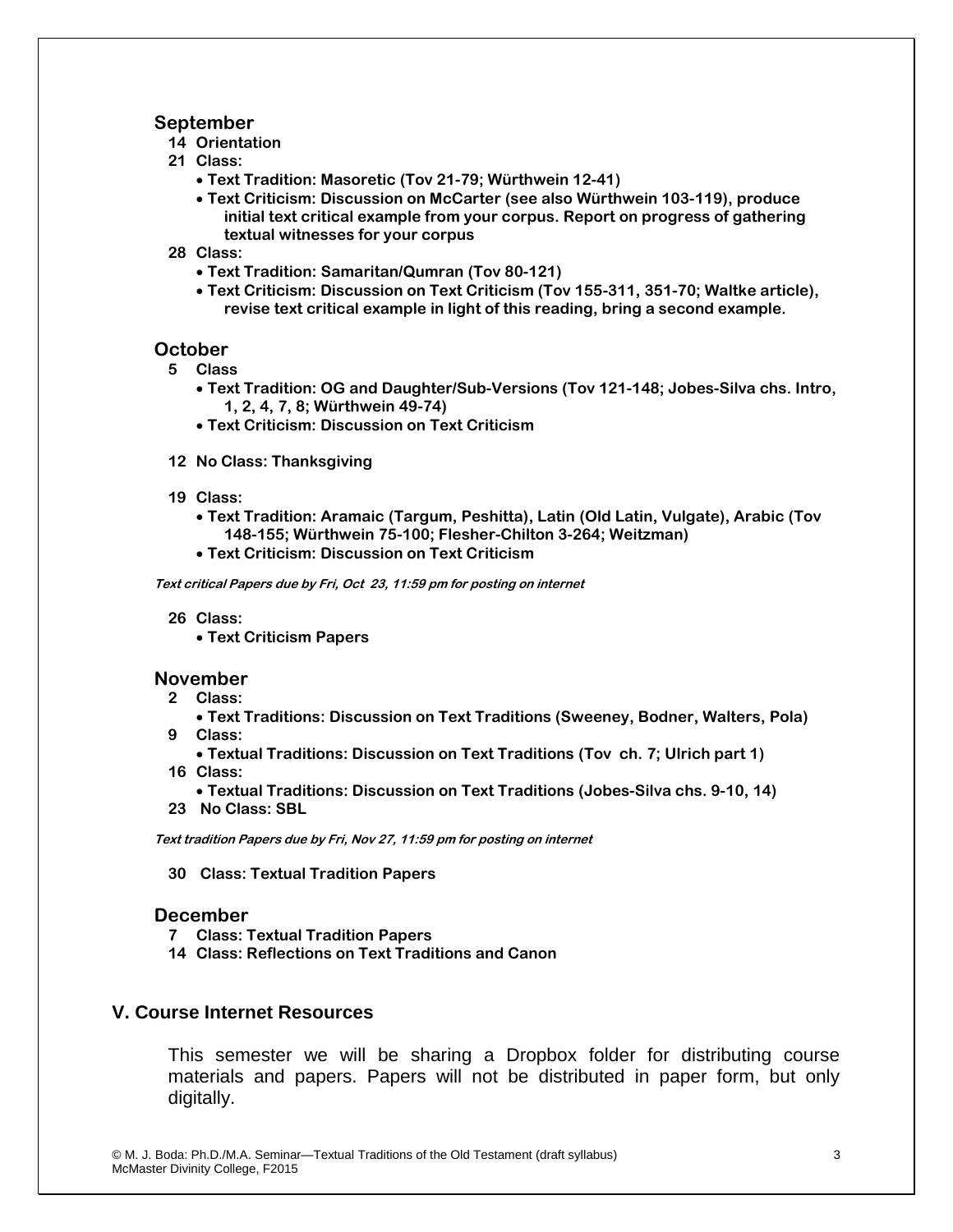### September

- **14 Orientation**
- **21 Class:**
  - **Text Tradition: Masoretic (Tov 21-79; Würthwein 12-41)**
  - **Text Criticism: Discussion on McCarter (see also Würthwein 103-119), produce initial text critical example from your corpus. Report on progress of gathering textual witnesses for your corpus**
- **28 Class:**
  - **Text Tradition: Samaritan/Qumran (Tov 80-121)**
  - **Text Criticism: Discussion on Text Criticism (Tov 155-311, 351-70; Waltke article), revise text critical example in light of this reading, bring a second example.**

### October

- **5 Class**
  - **Text Tradition: OG and Daughter/Sub-Versions (Tov 121-148; Jobes-Silva chs. Intro, 1, 2, 4, 7, 8; Würthwein 49-74)**
  - **Text Criticism: Discussion on Text Criticism**
- **12 No Class: Thanksgiving**
- **19 Class:**
  - **Text Tradition: Aramaic (Targum, Peshitta), Latin (Old Latin, Vulgate), Arabic (Tov 148-155; Würthwein 75-100; Flesher-Chilton 3-264; Weitzman)**
  - **Text Criticism: Discussion on Text Criticism**

***Text critical Papers due by Fri, Oct 23, 11:59 pm for posting on internet***

- **26 Class:**
  - **Text Criticism Papers**

### November

- **2 Class:**
  - **Text Traditions: Discussion on Text Traditions (Sweeney, Bodner, Walters, Pola)**
- **9 Class:**
  - **Textual Traditions: Discussion on Text Traditions (Tov ch. 7; Ulrich part 1)**
- **16 Class:**
  - **Textual Traditions: Discussion on Text Traditions (Jobes-Silva chs. 9-10, 14)**
- **23 No Class: SBL**

***Text tradition Papers due by Fri, Nov 27, 11:59 pm for posting on internet***

- **30 Class: Textual Tradition Papers**

### December

- **7 Class: Textual Tradition Papers**
- **14 Class: Reflections on Text Traditions and Canon**

## V. Course Internet Resources

This semester we will be sharing a Dropbox folder for distributing course materials and papers. Papers will not be distributed in paper form, but only digitally.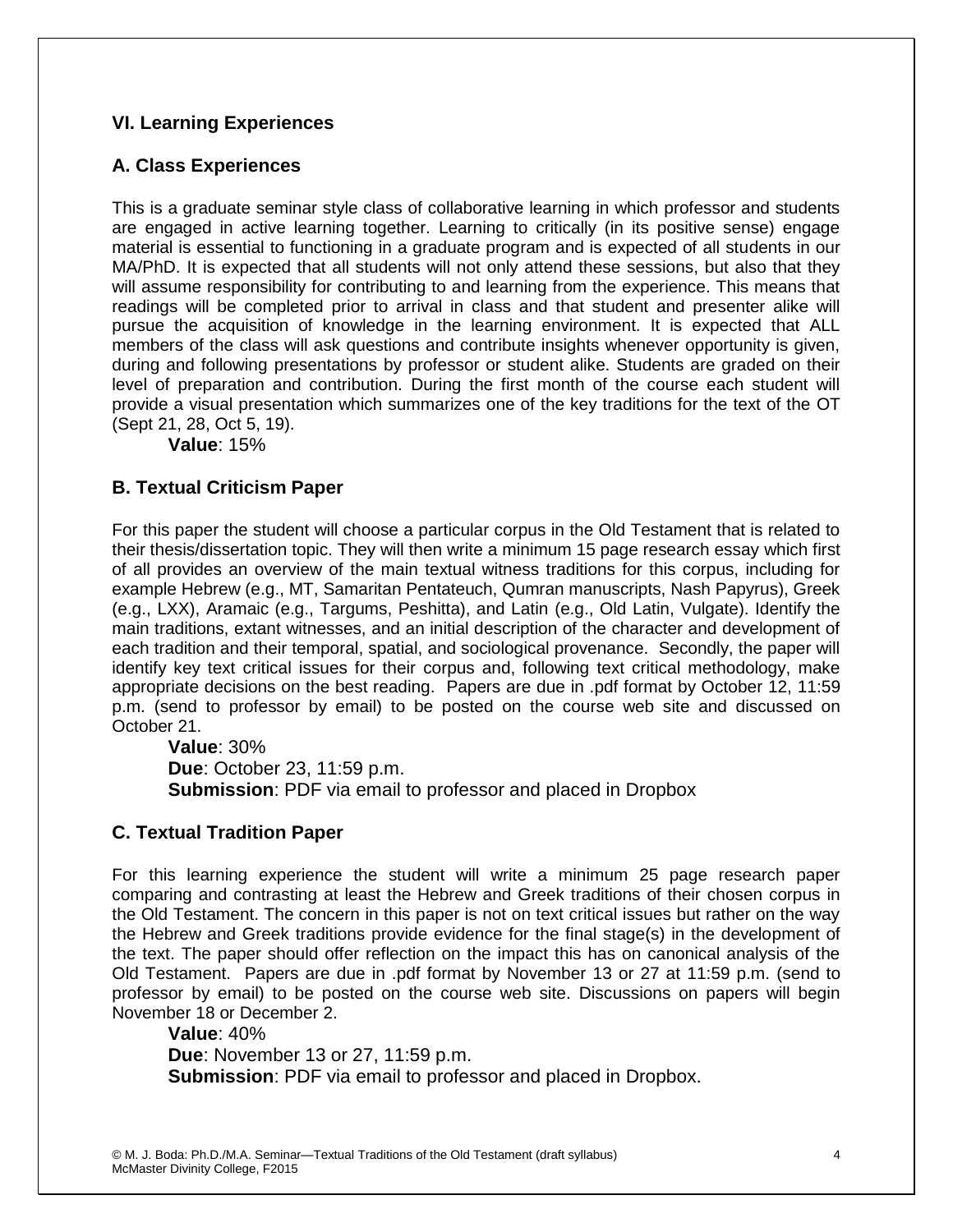## VI. Learning Experiences

### A. Class Experiences

This is a graduate seminar style class of collaborative learning in which professor and students are engaged in active learning together. Learning to critically (in its positive sense) engage material is essential to functioning in a graduate program and is expected of all students in our MA/PhD. It is expected that all students will not only attend these sessions, but also that they will assume responsibility for contributing to and learning from the experience. This means that readings will be completed prior to arrival in class and that student and presenter alike will pursue the acquisition of knowledge in the learning environment. It is expected that ALL members of the class will ask questions and contribute insights whenever opportunity is given, during and following presentations by professor or student alike. Students are graded on their level of preparation and contribution. During the first month of the course each student will provide a visual presentation which summarizes one of the key traditions for the text of the OT (Sept 21, 28, Oct 5, 19).

**Value**: 15%

### B. Textual Criticism Paper

For this paper the student will choose a particular corpus in the Old Testament that is related to their thesis/dissertation topic. They will then write a minimum 15 page research essay which first of all provides an overview of the main textual witness traditions for this corpus, including for example Hebrew (e.g., MT, Samaritan Pentateuch, Qumran manuscripts, Nash Papyrus), Greek (e.g., LXX), Aramaic (e.g., Targums, Peshitta), and Latin (e.g., Old Latin, Vulgate). Identify the main traditions, extant witnesses, and an initial description of the character and development of each tradition and their temporal, spatial, and sociological provenance. Secondly, the paper will identify key text critical issues for their corpus and, following text critical methodology, make appropriate decisions on the best reading. Papers are due in .pdf format by October 12, 11:59 p.m. (send to professor by email) to be posted on the course web site and discussed on October 21.

**Value**: 30%
**Due**: October 23, 11:59 p.m.
**Submission**: PDF via email to professor and placed in Dropbox

### C. Textual Tradition Paper

For this learning experience the student will write a minimum 25 page research paper comparing and contrasting at least the Hebrew and Greek traditions of their chosen corpus in the Old Testament. The concern in this paper is not on text critical issues but rather on the way the Hebrew and Greek traditions provide evidence for the final stage(s) in the development of the text. The paper should offer reflection on the impact this has on canonical analysis of the Old Testament. Papers are due in .pdf format by November 13 or 27 at 11:59 p.m. (send to professor by email) to be posted on the course web site. Discussions on papers will begin November 18 or December 2.

**Value**: 40%
**Due**: November 13 or 27, 11:59 p.m.
**Submission**: PDF via email to professor and placed in Dropbox.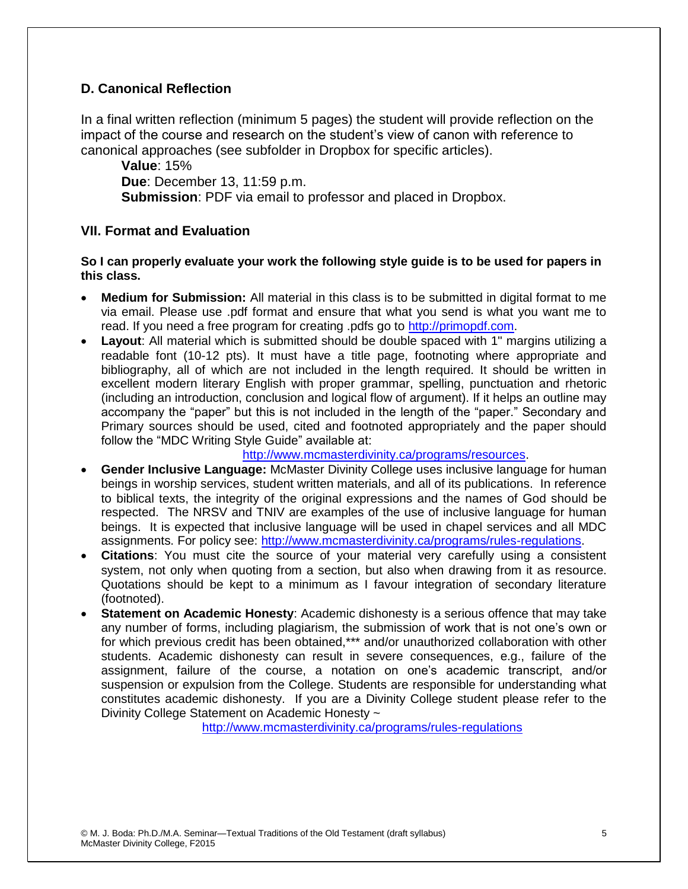### D. Canonical Reflection

In a final written reflection (minimum 5 pages) the student will provide reflection on the impact of the course and research on the student's view of canon with reference to canonical approaches (see subfolder in Dropbox for specific articles).

**Value**: 15%
**Due**: December 13, 11:59 p.m.
**Submission**: PDF via email to professor and placed in Dropbox.

## VII. Format and Evaluation

**So I can properly evaluate your work the following style guide is to be used for papers in this class.**

- **Medium for Submission:** All material in this class is to be submitted in digital format to me via email. Please use .pdf format and ensure that what you send is what you want me to read. If you need a free program for creating .pdfs go to http://primopdf.com.
- **Layout**: All material which is submitted should be double spaced with 1" margins utilizing a readable font (10-12 pts). It must have a title page, footnoting where appropriate and bibliography, all of which are not included in the length required. It should be written in excellent modern literary English with proper grammar, spelling, punctuation and rhetoric (including an introduction, conclusion and logical flow of argument). If it helps an outline may accompany the "paper" but this is not included in the length of the "paper." Secondary and Primary sources should be used, cited and footnoted appropriately and the paper should follow the "MDC Writing Style Guide" available at: http://www.mcmasterdivinity.ca/programs/resources.
- **Gender Inclusive Language:** McMaster Divinity College uses inclusive language for human beings in worship services, student written materials, and all of its publications. In reference to biblical texts, the integrity of the original expressions and the names of God should be respected. The NRSV and TNIV are examples of the use of inclusive language for human beings. It is expected that inclusive language will be used in chapel services and all MDC assignments. For policy see: http://www.mcmasterdivinity.ca/programs/rules-regulations.
- **Citations**: You must cite the source of your material very carefully using a consistent system, not only when quoting from a section, but also when drawing from it as resource. Quotations should be kept to a minimum as I favour integration of secondary literature (footnoted).
- **Statement on Academic Honesty**: Academic dishonesty is a serious offence that may take any number of forms, including plagiarism, the submission of work that is not one's own or for which previous credit has been obtained,*** and/or unauthorized collaboration with other students. Academic dishonesty can result in severe consequences, e.g., failure of the assignment, failure of the course, a notation on one's academic transcript, and/or suspension or expulsion from the College. Students are responsible for understanding what constitutes academic dishonesty. If you are a Divinity College student please refer to the Divinity College Statement on Academic Honesty ~ http://www.mcmasterdivinity.ca/programs/rules-regulations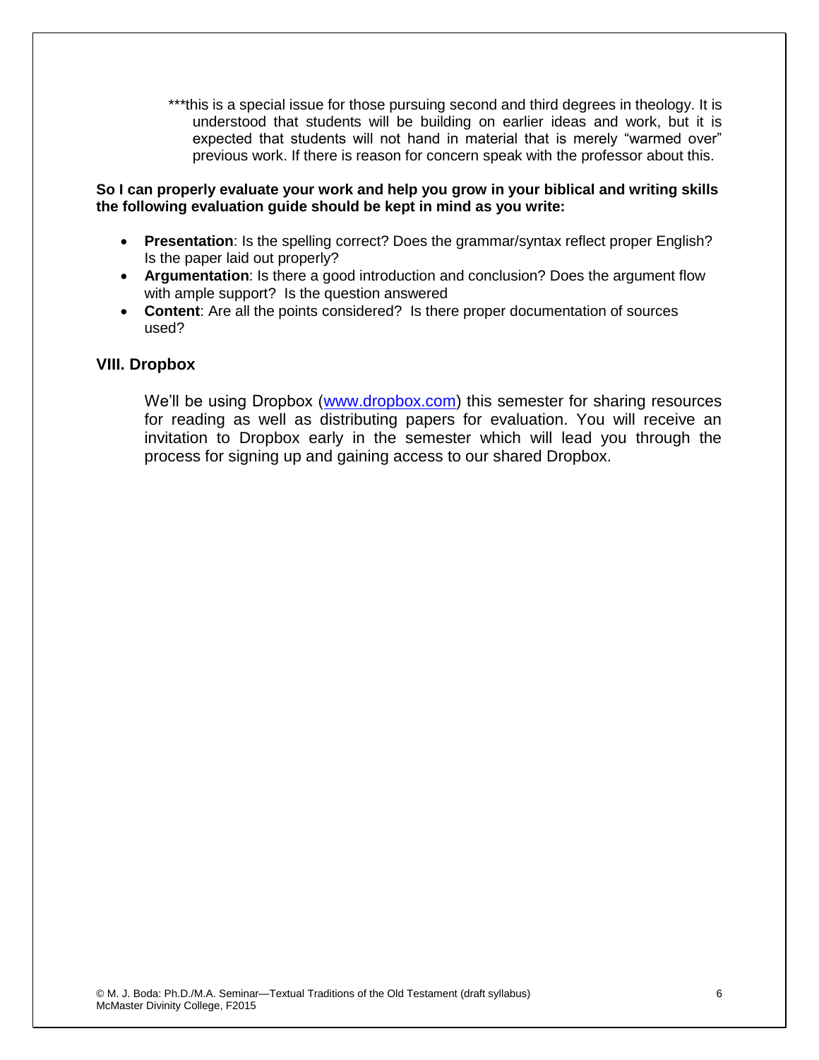***this is a special issue for those pursuing second and third degrees in theology. It is understood that students will be building on earlier ideas and work, but it is expected that students will not hand in material that is merely "warmed over" previous work. If there is reason for concern speak with the professor about this.

**So I can properly evaluate your work and help you grow in your biblical and writing skills the following evaluation guide should be kept in mind as you write:**

- **Presentation**: Is the spelling correct? Does the grammar/syntax reflect proper English? Is the paper laid out properly?
- **Argumentation**: Is there a good introduction and conclusion? Does the argument flow with ample support? Is the question answered
- **Content**: Are all the points considered? Is there proper documentation of sources used?

## VIII. Dropbox

We'll be using Dropbox ([www.dropbox.com](http://www.dropbox.com)) this semester for sharing resources for reading as well as distributing papers for evaluation. You will receive an invitation to Dropbox early in the semester which will lead you through the process for signing up and gaining access to our shared Dropbox.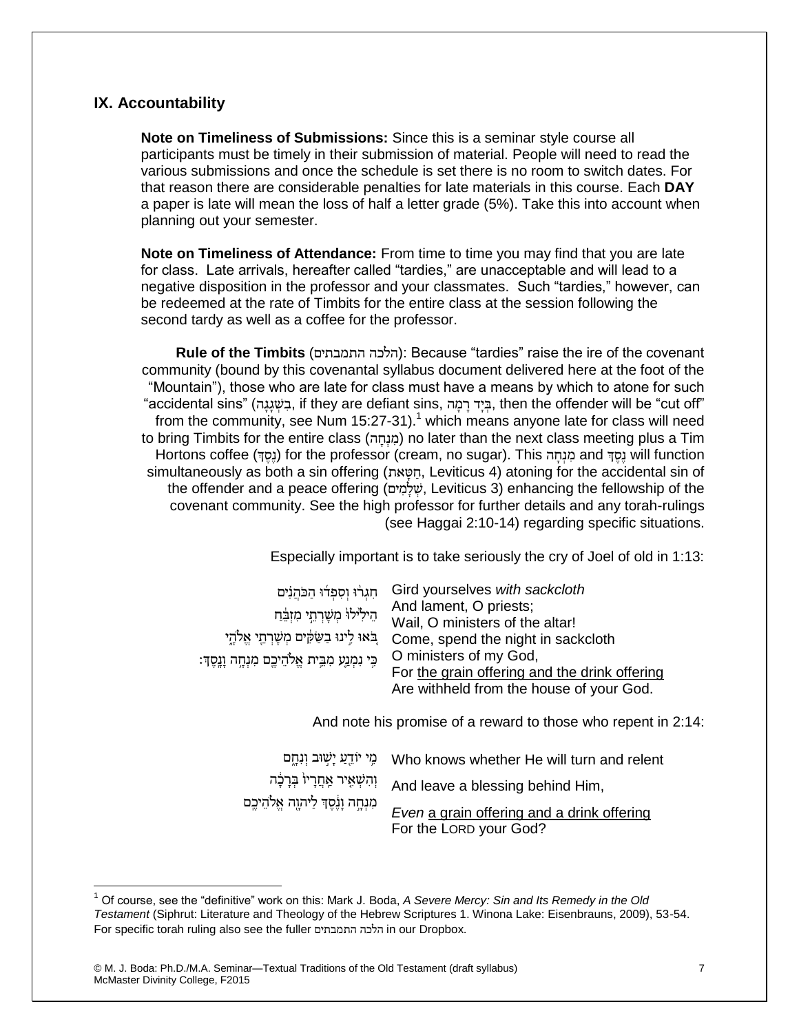## IX. Accountability

**Note on Timeliness of Submissions:** Since this is a seminar style course all participants must be timely in their submission of material. People will need to read the various submissions and once the schedule is set there is no room to switch dates. For that reason there are considerable penalties for late materials in this course. Each **DAY** a paper is late will mean the loss of half a letter grade (5%). Take this into account when planning out your semester.

**Note on Timeliness of Attendance:** From time to time you may find that you are late for class. Late arrivals, hereafter called "tardies," are unacceptable and will lead to a negative disposition in the professor and your classmates. Such "tardies," however, can be redeemed at the rate of Timbits for the entire class at the session following the second tardy as well as a coffee for the professor.

**Rule of the Timbits** (הלכה התמבתים): Because "tardies" raise the ire of the covenant community (bound by this covenantal syllabus document delivered here at the foot of the "Mountain"), those who are late for class must have a means by which to atone for such "accidental sins" (בִשְׁגָגָה, if they are defiant sins, בְּיָד רָמָה, then the offender will be "cut off" from the community, see Num 15:27-31).[1] which means anyone late for class will need to bring Timbits for the entire class (מִנְחָה) no later than the next class meeting plus a Tim Hortons coffee (נֶסֶךְ) for the professor (cream, no sugar). This מִנְחָה and נֶסֶךְ will function simultaneously as both a sin offering (חַטָּאת, Leviticus 4) atoning for the accidental sin of the offender and a peace offering (שְׁלָמִים, Leviticus 3) enhancing the fellowship of the covenant community. See the high professor for further details and any torah-rulings (see Haggai 2:10-14) regarding specific situations.

Especially important is to take seriously the cry of Joel of old in 1:13:

| | |
|---|---|
| חִגְר֨וּ וְסִפְד֜וּ הַכֹּהֲנִ֗ים | Gird yourselves *with sackcloth* |
| הֵילִ֙ילוּ֙ מְשָׁרְתֵ֣י מִזְבֵּ֔חַ | And lament, O priests; Wail, O ministers of the altar! |
| בֹּ֚אוּ לִ֣ינוּ בַשַּׂקִּ֔ים מְשָׁרְתֵ֖י אֱלֹהָ֑י | Come, spend the night in sackcloth O ministers of my God, |
| כִּ֥י נִמְנַ֛ע מִבֵּ֥ית אֱלֹהֵיכֶ֖ם מִנְחָ֥ה וָנָֽסֶךְ׃ | For the grain offering and the drink offering Are withheld from the house of your God. |

And note his promise of a reward to those who repent in 2:14:

| | |
|---|---|
| מִ֥י יוֹדֵ֖עַ יָשׁ֣וּב וְנִחָ֑ם | Who knows whether He will turn and relent |
| וְהִשְׁאִ֤יר אַחֲרָיו֙ בְּרָכָ֔ה | And leave a blessing behind Him, |
| מִנְחָ֣ה וָנֶ֔סֶךְ לַיהוָ֖ה אֱלֹהֵיכֶֽם | *Even* a grain offering and a drink offering For the LORD your God? |

[1] Of course, see the "definitive" work on this: Mark J. Boda, *A Severe Mercy: Sin and Its Remedy in the Old Testament* (Siphrut: Literature and Theology of the Hebrew Scriptures 1. Winona Lake: Eisenbrauns, 2009), 53-54. For specific torah ruling also see the fuller הלכה התמבתים in our Dropbox.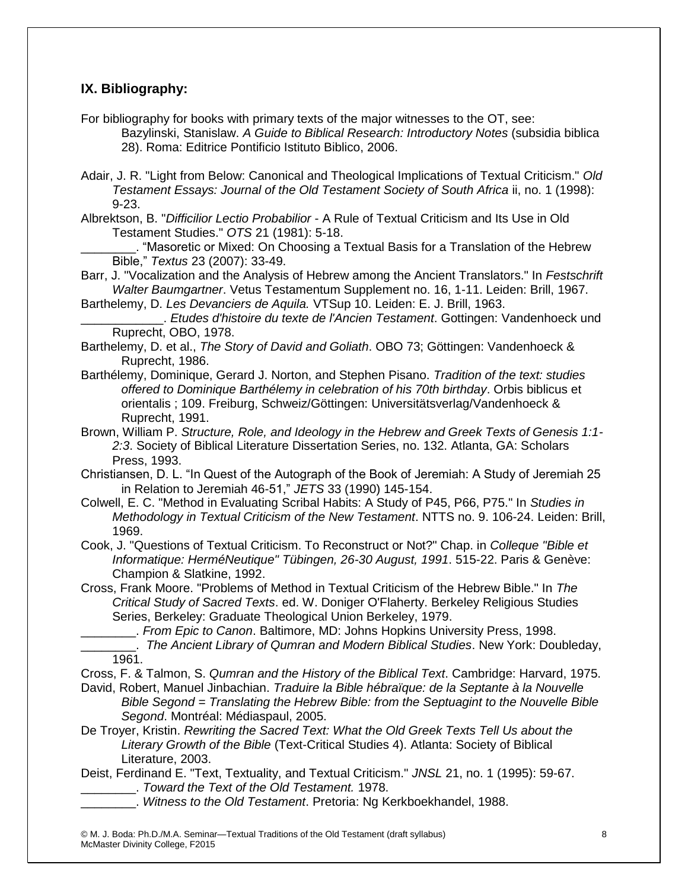## IX. Bibliography:

For bibliography for books with primary texts of the major witnesses to the OT, see:
Bazylinski, Stanislaw. *A Guide to Biblical Research: Introductory Notes* (subsidia biblica 28). Roma: Editrice Pontificio Istituto Biblico, 2006.

Adair, J. R. "Light from Below: Canonical and Theological Implications of Textual Criticism." *Old Testament Essays: Journal of the Old Testament Society of South Africa* ii, no. 1 (1998): 9-23.

Albrektson, B. "*Difficilior Lectio Probabilior* - A Rule of Textual Criticism and Its Use in Old Testament Studies." *OTS* 21 (1981): 5-18.

________. "Masoretic or Mixed: On Choosing a Textual Basis for a Translation of the Hebrew Bible," *Textus* 23 (2007): 33-49.

Barr, J. "Vocalization and the Analysis of Hebrew among the Ancient Translators." In *Festschrift Walter Baumgartner*. Vetus Testamentum Supplement no. 16, 1-11. Leiden: Brill, 1967.

Barthelemy, D. *Les Devanciers de Aquila.* VTSup 10. Leiden: E. J. Brill, 1963.

____________. *Etudes d'histoire du texte de l'Ancien Testament*. Gottingen: Vandenhoeck und Ruprecht, OBO, 1978.

Barthelemy, D. et al., *The Story of David and Goliath*. OBO 73; Göttingen: Vandenhoeck & Ruprecht, 1986.

Barthélemy, Dominique, Gerard J. Norton, and Stephen Pisano. *Tradition of the text: studies offered to Dominique Barthélemy in celebration of his 70th birthday*. Orbis biblicus et orientalis ; 109. Freiburg, Schweiz/Göttingen: Universitätsverlag/Vandenhoeck & Ruprecht, 1991.

Brown, William P. *Structure, Role, and Ideology in the Hebrew and Greek Texts of Genesis 1:1-2:3*. Society of Biblical Literature Dissertation Series, no. 132. Atlanta, GA: Scholars Press, 1993.

Christiansen, D. L. "In Quest of the Autograph of the Book of Jeremiah: A Study of Jeremiah 25 in Relation to Jeremiah 46-51," *JETS* 33 (1990) 145-154.

Colwell, E. C. "Method in Evaluating Scribal Habits: A Study of P45, P66, P75." In *Studies in Methodology in Textual Criticism of the New Testament*. NTTS no. 9. 106-24. Leiden: Brill, 1969.

Cook, J. "Questions of Textual Criticism. To Reconstruct or Not?" Chap. in *Colleque "Bible et Informatique: HerméNeutique" Tübingen, 26-30 August, 1991*. 515-22. Paris & Genève: Champion & Slatkine, 1992.

Cross, Frank Moore. "Problems of Method in Textual Criticism of the Hebrew Bible." In *The Critical Study of Sacred Texts*. ed. W. Doniger O'Flaherty. Berkeley Religious Studies Series, Berkeley: Graduate Theological Union Berkeley, 1979.

________. *From Epic to Canon*. Baltimore, MD: Johns Hopkins University Press, 1998.

________. *The Ancient Library of Qumran and Modern Biblical Studies*. New York: Doubleday, 1961.

Cross, F. & Talmon, S. *Qumran and the History of the Biblical Text*. Cambridge: Harvard, 1975.

David, Robert, Manuel Jinbachian. *Traduire la Bible hébraïque: de la Septante à la Nouvelle Bible Segond = Translating the Hebrew Bible: from the Septuagint to the Nouvelle Bible Segond*. Montréal: Médiaspaul, 2005.

De Troyer, Kristin. *Rewriting the Sacred Text: What the Old Greek Texts Tell Us about the Literary Growth of the Bible* (Text-Critical Studies 4). Atlanta: Society of Biblical Literature, 2003.

Deist, Ferdinand E. "Text, Textuality, and Textual Criticism." *JNSL* 21, no. 1 (1995): 59-67.

________. *Toward the Text of the Old Testament.* 1978.

________. *Witness to the Old Testament*. Pretoria: Ng Kerkboekhandel, 1988.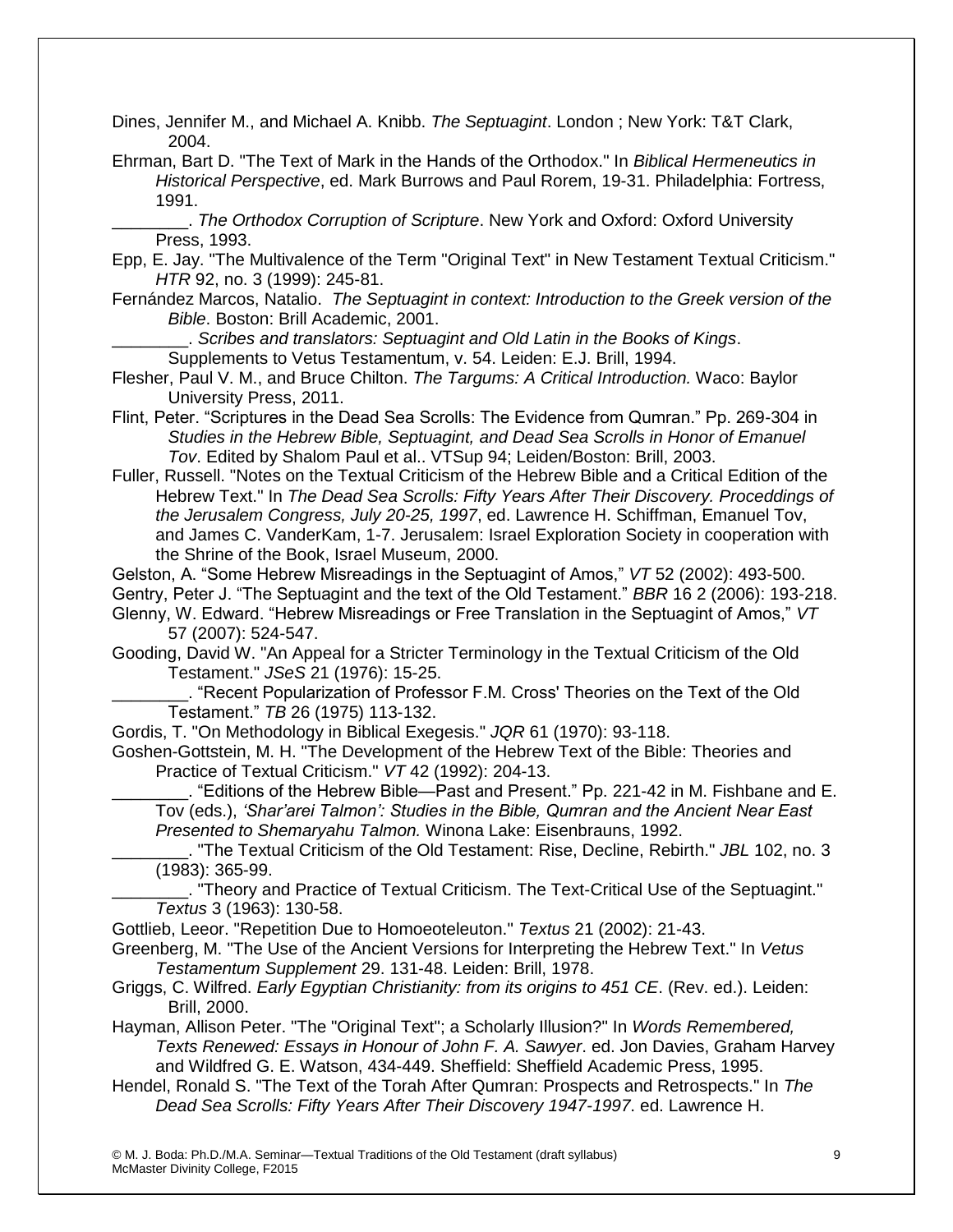Dines, Jennifer M., and Michael A. Knibb. *The Septuagint*. London ; New York: T&T Clark, 2004.

Ehrman, Bart D. "The Text of Mark in the Hands of the Orthodox." In *Biblical Hermeneutics in Historical Perspective*, ed. Mark Burrows and Paul Rorem, 19-31. Philadelphia: Fortress, 1991.

________. *The Orthodox Corruption of Scripture*. New York and Oxford: Oxford University Press, 1993.

Epp, E. Jay. "The Multivalence of the Term "Original Text" in New Testament Textual Criticism." *HTR* 92, no. 3 (1999): 245-81.

Fernández Marcos, Natalio. *The Septuagint in context: Introduction to the Greek version of the Bible*. Boston: Brill Academic, 2001.

________. *Scribes and translators: Septuagint and Old Latin in the Books of Kings*. Supplements to Vetus Testamentum, v. 54. Leiden: E.J. Brill, 1994.

Flesher, Paul V. M., and Bruce Chilton. *The Targums: A Critical Introduction.* Waco: Baylor University Press, 2011.

Flint, Peter. "Scriptures in the Dead Sea Scrolls: The Evidence from Qumran." Pp. 269-304 in *Studies in the Hebrew Bible, Septuagint, and Dead Sea Scrolls in Honor of Emanuel Tov*. Edited by Shalom Paul et al.. VTSup 94; Leiden/Boston: Brill, 2003.

Fuller, Russell. "Notes on the Textual Criticism of the Hebrew Bible and a Critical Edition of the Hebrew Text." In *The Dead Sea Scrolls: Fifty Years After Their Discovery. Proceddings of the Jerusalem Congress, July 20-25, 1997*, ed. Lawrence H. Schiffman, Emanuel Tov, and James C. VanderKam, 1-7. Jerusalem: Israel Exploration Society in cooperation with the Shrine of the Book, Israel Museum, 2000.

Gelston, A. "Some Hebrew Misreadings in the Septuagint of Amos," *VT* 52 (2002): 493-500.

Gentry, Peter J. "The Septuagint and the text of the Old Testament." *BBR* 16 2 (2006): 193-218.

Glenny, W. Edward. "Hebrew Misreadings or Free Translation in the Septuagint of Amos," *VT* 57 (2007): 524-547.

Gooding, David W. "An Appeal for a Stricter Terminology in the Textual Criticism of the Old Testament." *JSeS* 21 (1976): 15-25.

________. "Recent Popularization of Professor F.M. Cross' Theories on the Text of the Old Testament." *TB* 26 (1975) 113-132.

Gordis, T. "On Methodology in Biblical Exegesis." *JQR* 61 (1970): 93-118.

Goshen-Gottstein, M. H. "The Development of the Hebrew Text of the Bible: Theories and Practice of Textual Criticism." *VT* 42 (1992): 204-13.

________. "Editions of the Hebrew Bible—Past and Present." Pp. 221-42 in M. Fishbane and E. Tov (eds.), *'Shar'arei Talmon': Studies in the Bible, Qumran and the Ancient Near East Presented to Shemaryahu Talmon.* Winona Lake: Eisenbrauns, 1992.

________. "The Textual Criticism of the Old Testament: Rise, Decline, Rebirth." *JBL* 102, no. 3 (1983): 365-99.

________. "Theory and Practice of Textual Criticism. The Text-Critical Use of the Septuagint." *Textus* 3 (1963): 130-58.

Gottlieb, Leeor. "Repetition Due to Homoeoteleuton." *Textus* 21 (2002): 21-43.

Greenberg, M. "The Use of the Ancient Versions for Interpreting the Hebrew Text." In *Vetus Testamentum Supplement* 29. 131-48. Leiden: Brill, 1978.

Griggs, C. Wilfred. *Early Egyptian Christianity: from its origins to 451 CE*. (Rev. ed.). Leiden: Brill, 2000.

Hayman, Allison Peter. "The "Original Text"; a Scholarly Illusion?" In *Words Remembered, Texts Renewed: Essays in Honour of John F. A. Sawyer*. ed. Jon Davies, Graham Harvey and Wildfred G. E. Watson, 434-449. Sheffield: Sheffield Academic Press, 1995.

Hendel, Ronald S. "The Text of the Torah After Qumran: Prospects and Retrospects." In *The Dead Sea Scrolls: Fifty Years After Their Discovery 1947-1997*. ed. Lawrence H.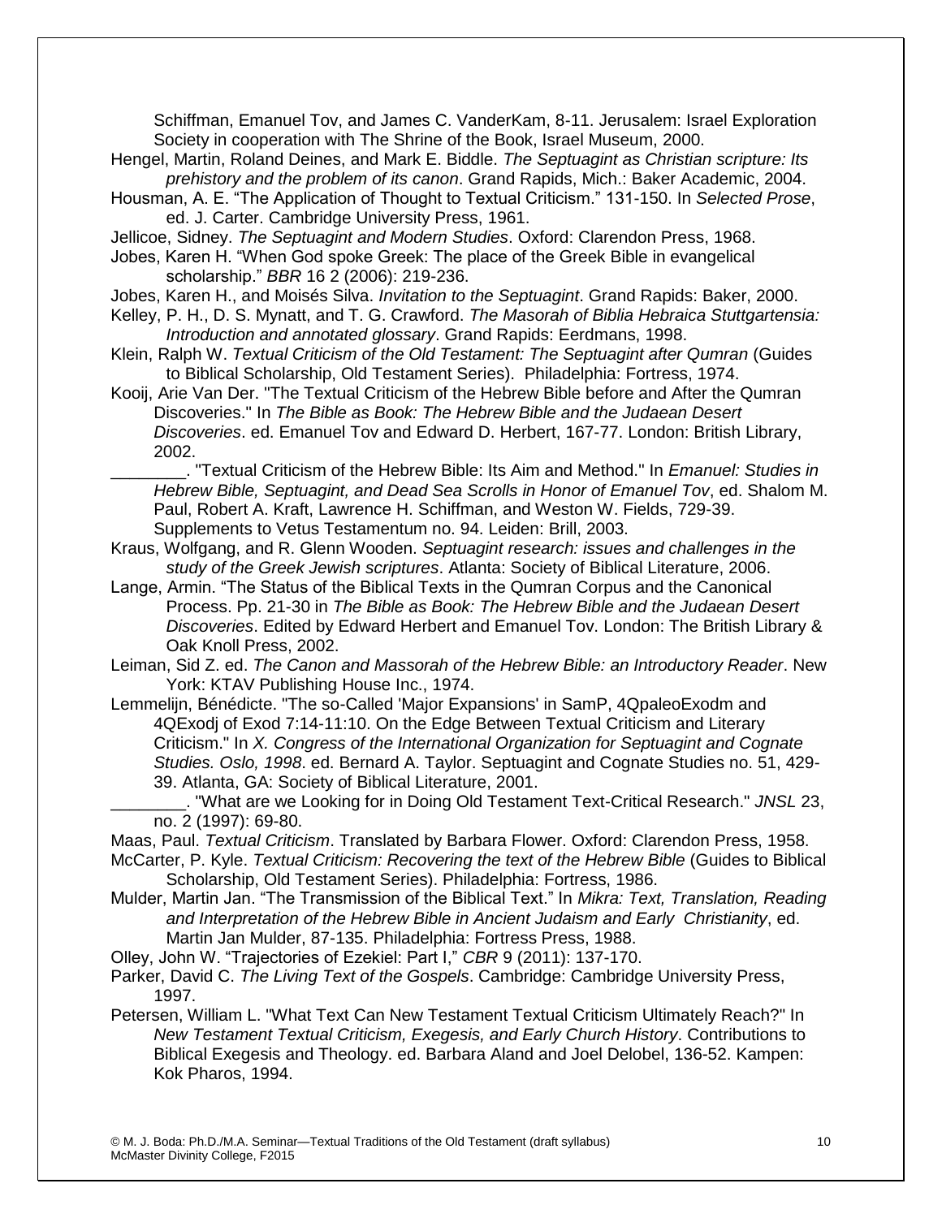Schiffman, Emanuel Tov, and James C. VanderKam, 8-11. Jerusalem: Israel Exploration Society in cooperation with The Shrine of the Book, Israel Museum, 2000.

Hengel, Martin, Roland Deines, and Mark E. Biddle. *The Septuagint as Christian scripture: Its prehistory and the problem of its canon*. Grand Rapids, Mich.: Baker Academic, 2004.

Housman, A. E. "The Application of Thought to Textual Criticism." 131-150. In *Selected Prose*, ed. J. Carter. Cambridge University Press, 1961.

Jellicoe, Sidney. *The Septuagint and Modern Studies*. Oxford: Clarendon Press, 1968.

Jobes, Karen H. "When God spoke Greek: The place of the Greek Bible in evangelical scholarship." *BBR* 16 2 (2006): 219-236.

Jobes, Karen H., and Moisés Silva. *Invitation to the Septuagint*. Grand Rapids: Baker, 2000.

Kelley, P. H., D. S. Mynatt, and T. G. Crawford. *The Masorah of Biblia Hebraica Stuttgartensia: Introduction and annotated glossary*. Grand Rapids: Eerdmans, 1998.

Klein, Ralph W. *Textual Criticism of the Old Testament: The Septuagint after Qumran* (Guides to Biblical Scholarship, Old Testament Series). Philadelphia: Fortress, 1974.

Kooij, Arie Van Der. "The Textual Criticism of the Hebrew Bible before and After the Qumran Discoveries." In *The Bible as Book: The Hebrew Bible and the Judaean Desert Discoveries*. ed. Emanuel Tov and Edward D. Herbert, 167-77. London: British Library, 2002.

________. "Textual Criticism of the Hebrew Bible: Its Aim and Method." In *Emanuel: Studies in Hebrew Bible, Septuagint, and Dead Sea Scrolls in Honor of Emanuel Tov*, ed. Shalom M. Paul, Robert A. Kraft, Lawrence H. Schiffman, and Weston W. Fields, 729-39. Supplements to Vetus Testamentum no. 94. Leiden: Brill, 2003.

Kraus, Wolfgang, and R. Glenn Wooden. *Septuagint research: issues and challenges in the study of the Greek Jewish scriptures*. Atlanta: Society of Biblical Literature, 2006.

Lange, Armin. "The Status of the Biblical Texts in the Qumran Corpus and the Canonical Process. Pp. 21-30 in *The Bible as Book: The Hebrew Bible and the Judaean Desert Discoveries*. Edited by Edward Herbert and Emanuel Tov. London: The British Library & Oak Knoll Press, 2002.

Leiman, Sid Z. ed. *The Canon and Massorah of the Hebrew Bible: an Introductory Reader*. New York: KTAV Publishing House Inc., 1974.

Lemmelijn, Bénédicte. "The so-Called 'Major Expansions' in SamP, 4QpaleoExodm and 4QExodj of Exod 7:14-11:10. On the Edge Between Textual Criticism and Literary Criticism." In *X. Congress of the International Organization for Septuagint and Cognate Studies. Oslo, 1998*. ed. Bernard A. Taylor. Septuagint and Cognate Studies no. 51, 429-39. Atlanta, GA: Society of Biblical Literature, 2001.

________. "What are we Looking for in Doing Old Testament Text-Critical Research." *JNSL* 23, no. 2 (1997): 69-80.

Maas, Paul. *Textual Criticism*. Translated by Barbara Flower. Oxford: Clarendon Press, 1958.

McCarter, P. Kyle. *Textual Criticism: Recovering the text of the Hebrew Bible* (Guides to Biblical Scholarship, Old Testament Series). Philadelphia: Fortress, 1986.

Mulder, Martin Jan. "The Transmission of the Biblical Text." In *Mikra: Text, Translation, Reading and Interpretation of the Hebrew Bible in Ancient Judaism and Early Christianity*, ed. Martin Jan Mulder, 87-135. Philadelphia: Fortress Press, 1988.

Olley, John W. "Trajectories of Ezekiel: Part I," *CBR* 9 (2011): 137-170.

Parker, David C. *The Living Text of the Gospels*. Cambridge: Cambridge University Press, 1997.

Petersen, William L. "What Text Can New Testament Textual Criticism Ultimately Reach?" In *New Testament Textual Criticism, Exegesis, and Early Church History*. Contributions to Biblical Exegesis and Theology. ed. Barbara Aland and Joel Delobel, 136-52. Kampen: Kok Pharos, 1994.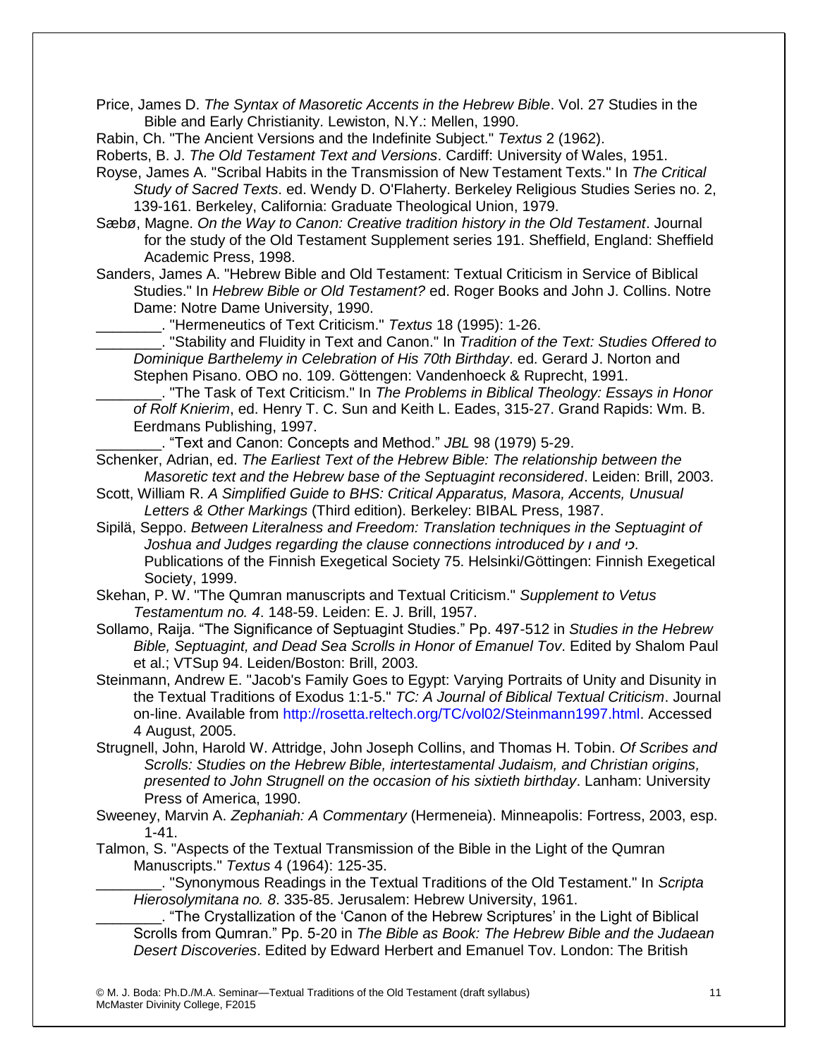Price, James D. *The Syntax of Masoretic Accents in the Hebrew Bible*. Vol. 27 Studies in the Bible and Early Christianity. Lewiston, N.Y.: Mellen, 1990.

Rabin, Ch. "The Ancient Versions and the Indefinite Subject." *Textus* 2 (1962).

Roberts, B. J. *The Old Testament Text and Versions*. Cardiff: University of Wales, 1951.

Royse, James A. "Scribal Habits in the Transmission of New Testament Texts." In *The Critical Study of Sacred Texts*. ed. Wendy D. O'Flaherty. Berkeley Religious Studies Series no. 2, 139-161. Berkeley, California: Graduate Theological Union, 1979.

Sæbø, Magne. *On the Way to Canon: Creative tradition history in the Old Testament*. Journal for the study of the Old Testament Supplement series 191. Sheffield, England: Sheffield Academic Press, 1998.

Sanders, James A. "Hebrew Bible and Old Testament: Textual Criticism in Service of Biblical Studies." In *Hebrew Bible or Old Testament?* ed. Roger Books and John J. Collins. Notre Dame: Notre Dame University, 1990.

________. "Hermeneutics of Text Criticism." *Textus* 18 (1995): 1-26.

________. "Stability and Fluidity in Text and Canon." In *Tradition of the Text: Studies Offered to Dominique Barthelemy in Celebration of His 70th Birthday*. ed. Gerard J. Norton and Stephen Pisano. OBO no. 109. Göttengen: Vandenhoeck & Ruprecht, 1991.

________. "The Task of Text Criticism." In *The Problems in Biblical Theology: Essays in Honor of Rolf Knierim*, ed. Henry T. C. Sun and Keith L. Eades, 315-27. Grand Rapids: Wm. B. Eerdmans Publishing, 1997.

________. "Text and Canon: Concepts and Method." *JBL* 98 (1979) 5-29.

Schenker, Adrian, ed. *The Earliest Text of the Hebrew Bible: The relationship between the Masoretic text and the Hebrew base of the Septuagint reconsidered*. Leiden: Brill, 2003.

Scott, William R. *A Simplified Guide to BHS: Critical Apparatus, Masora, Accents, Unusual Letters & Other Markings* (Third edition). Berkeley: BIBAL Press, 1987.

Sipilä, Seppo. *Between Literalness and Freedom: Translation techniques in the Septuagint of Joshua and Judges regarding the clause connections introduced by ו and כי*. Publications of the Finnish Exegetical Society 75. Helsinki/Göttingen: Finnish Exegetical Society, 1999.

Skehan, P. W. "The Qumran manuscripts and Textual Criticism." *Supplement to Vetus Testamentum no. 4*. 148-59. Leiden: E. J. Brill, 1957.

Sollamo, Raija. "The Significance of Septuagint Studies." Pp. 497-512 in *Studies in the Hebrew Bible, Septuagint, and Dead Sea Scrolls in Honor of Emanuel Tov*. Edited by Shalom Paul et al.; VTSup 94. Leiden/Boston: Brill, 2003.

Steinmann, Andrew E. "Jacob's Family Goes to Egypt: Varying Portraits of Unity and Disunity in the Textual Traditions of Exodus 1:1-5." *TC: A Journal of Biblical Textual Criticism*. Journal on-line. Available from http://rosetta.reltech.org/TC/vol02/Steinmann1997.html. Accessed 4 August, 2005.

Strugnell, John, Harold W. Attridge, John Joseph Collins, and Thomas H. Tobin. *Of Scribes and Scrolls: Studies on the Hebrew Bible, intertestamental Judaism, and Christian origins, presented to John Strugnell on the occasion of his sixtieth birthday*. Lanham: University Press of America, 1990.

Sweeney, Marvin A. *Zephaniah: A Commentary* (Hermeneia). Minneapolis: Fortress, 2003, esp. 1-41.

Talmon, S. "Aspects of the Textual Transmission of the Bible in the Light of the Qumran Manuscripts." *Textus* 4 (1964): 125-35.

________. "Synonymous Readings in the Textual Traditions of the Old Testament." In *Scripta Hierosolymitana no. 8*. 335-85. Jerusalem: Hebrew University, 1961.

________. "The Crystallization of the 'Canon of the Hebrew Scriptures' in the Light of Biblical Scrolls from Qumran." Pp. 5-20 in *The Bible as Book: The Hebrew Bible and the Judaean Desert Discoveries*. Edited by Edward Herbert and Emanuel Tov. London: The British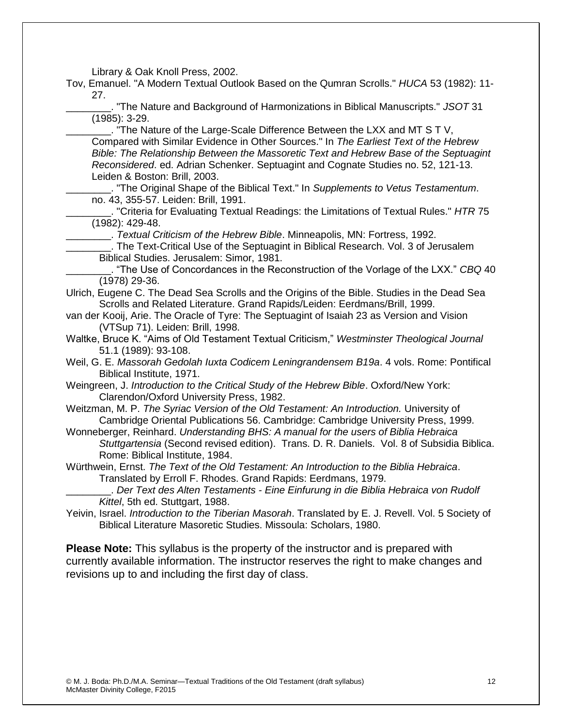Library & Oak Knoll Press, 2002.

Tov, Emanuel. "A Modern Textual Outlook Based on the Qumran Scrolls." *HUCA* 53 (1982): 11-27.

________. "The Nature and Background of Harmonizations in Biblical Manuscripts." *JSOT* 31 (1985): 3-29.

________. "The Nature of the Large-Scale Difference Between the LXX and MT S T V, Compared with Similar Evidence in Other Sources." In *The Earliest Text of the Hebrew Bible: The Relationship Between the Massoretic Text and Hebrew Base of the Septuagint Reconsidered*. ed. Adrian Schenker. Septuagint and Cognate Studies no. 52, 121-13. Leiden & Boston: Brill, 2003.

________. "The Original Shape of the Biblical Text." In *Supplements to Vetus Testamentum*. no. 43, 355-57. Leiden: Brill, 1991.

________. "Criteria for Evaluating Textual Readings: the Limitations of Textual Rules." *HTR* 75 (1982): 429-48.

________. *Textual Criticism of the Hebrew Bible*. Minneapolis, MN: Fortress, 1992.

________. The Text-Critical Use of the Septuagint in Biblical Research. Vol. 3 of Jerusalem Biblical Studies. Jerusalem: Simor, 1981.

________. "The Use of Concordances in the Reconstruction of the Vorlage of the LXX." *CBQ* 40 (1978) 29-36.

Ulrich, Eugene C. The Dead Sea Scrolls and the Origins of the Bible. Studies in the Dead Sea Scrolls and Related Literature. Grand Rapids/Leiden: Eerdmans/Brill, 1999.

van der Kooij, Arie. The Oracle of Tyre: The Septuagint of Isaiah 23 as Version and Vision (VTSup 71). Leiden: Brill, 1998.

Waltke, Bruce K. "Aims of Old Testament Textual Criticism," *Westminster Theological Journal* 51.1 (1989): 93-108.

Weil, G. E. *Massorah Gedolah Iuxta Codicem Leningrandensem B19a*. 4 vols. Rome: Pontifical Biblical Institute, 1971.

Weingreen, J. *Introduction to the Critical Study of the Hebrew Bible*. Oxford/New York: Clarendon/Oxford University Press, 1982.

Weitzman, M. P. *The Syriac Version of the Old Testament: An Introduction.* University of Cambridge Oriental Publications 56. Cambridge: Cambridge University Press, 1999.

Wonneberger, Reinhard. *Understanding BHS: A manual for the users of Biblia Hebraica Stuttgartensia* (Second revised edition). Trans. D. R. Daniels. Vol. 8 of Subsidia Biblica. Rome: Biblical Institute, 1984.

Würthwein, Ernst. *The Text of the Old Testament: An Introduction to the Biblia Hebraica*. Translated by Erroll F. Rhodes. Grand Rapids: Eerdmans, 1979.

________. *Der Text des Alten Testaments - Eine Einfurung in die Biblia Hebraica von Rudolf Kittel*, 5th ed. Stuttgart, 1988.

Yeivin, Israel. *Introduction to the Tiberian Masorah*. Translated by E. J. Revell. Vol. 5 Society of Biblical Literature Masoretic Studies. Missoula: Scholars, 1980.

**Please Note:** This syllabus is the property of the instructor and is prepared with currently available information. The instructor reserves the right to make changes and revisions up to and including the first day of class.